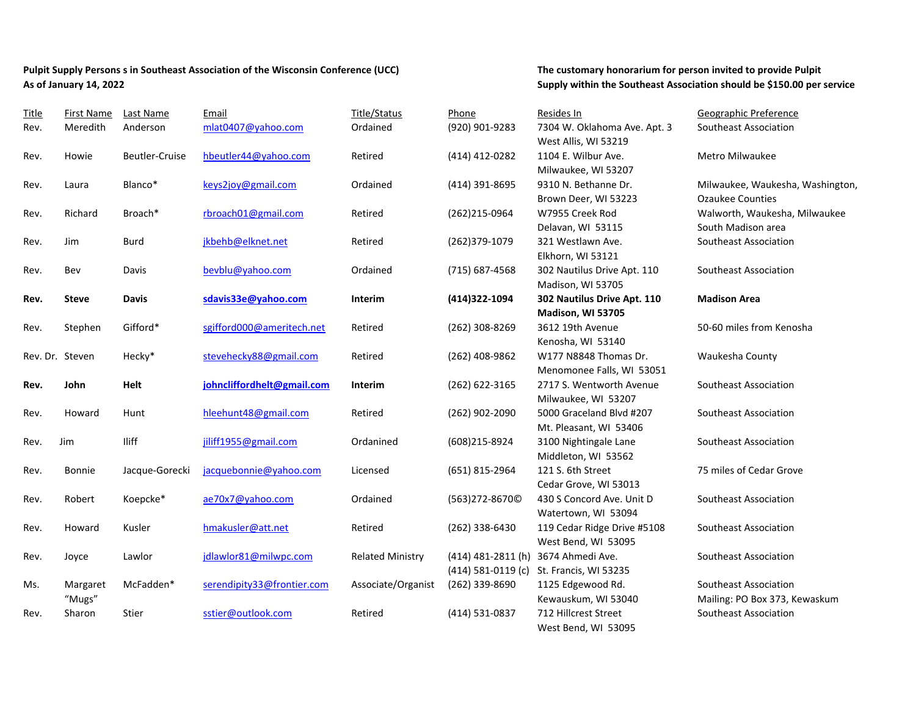**Pulpit Supply Persons s in Southeast Association of the Wisconsin Conference (UCC)**
**As of January 14, 2022**

**The customary honorarium for person invited to provide Pulpit Supply within the Southeast Association should be $150.00 per service**

| Title | First Name | Last Name | Email | Title/Status | Phone | Resides In | Geographic Preference |
|---|---|---|---|---|---|---|---|
| Rev. | Meredith | Anderson | mlat0407@yahoo.com | Ordained | (920) 901-9283 | 7304 W. Oklahoma Ave. Apt. 3 West Allis, WI 53219 | Southeast Association |
| Rev. | Howie | Beutler-Cruise | hbeutler44@yahoo.com | Retired | (414) 412-0282 | 1104 E. Wilbur Ave. Milwaukee, WI 53207 | Metro Milwaukee |
| Rev. | Laura | Blanco* | keys2joy@gmail.com | Ordained | (414) 391-8695 | 9310 N. Bethanne Dr. Brown Deer, WI 53223 | Milwaukee, Waukesha, Washington, Ozaukee Counties |
| Rev. | Richard | Broach* | rbroach01@gmail.com | Retired | (262)215-0964 | W7955 Creek Rod Delavan, WI 53115 | Walworth, Waukesha, Milwaukee South Madison area |
| Rev. | Jim | Burd | jkbehb@elknet.net | Retired | (262)379-1079 | 321 Westlawn Ave. Elkhorn, WI 53121 | Southeast Association |
| Rev. | Bev | Davis | bevblu@yahoo.com | Ordained | (715) 687-4568 | 302 Nautilus Drive Apt. 110 Madison, WI 53705 | Southeast Association |
| **Rev.** | **Steve** | **Davis** | **sdavis33e@yahoo.com** | **Interim** | **(414)322-1094** | **302 Nautilus Drive Apt. 110 Madison, WI 53705** | **Madison Area** |
| Rev. | Stephen | Gifford* | sgifford000@ameritech.net | Retired | (262) 308-8269 | 3612 19th Avenue Kenosha, WI 53140 | 50-60 miles from Kenosha |
| Rev. Dr. | Steven | Hecky* | stevehecky88@gmail.com | Retired | (262) 408-9862 | W177 N8848 Thomas Dr. Menomonee Falls, WI 53051 | Waukesha County |
| **Rev.** | **John** | **Helt** | **johncliffordhelt@gmail.com** | **Interim** | (262) 622-3165 | 2717 S. Wentworth Avenue Milwaukee, WI 53207 | Southeast Association |
| Rev. | Howard | Hunt | hleehunt48@gmail.com | Retired | (262) 902-2090 | 5000 Graceland Blvd #207 Mt. Pleasant, WI 53406 | Southeast Association |
| Rev. | Jim | Iliff | jiliff1955@gmail.com | Ordanined | (608)215-8924 | 3100 Nightingale Lane Middleton, WI 53562 | Southeast Association |
| Rev. | Bonnie | Jacque-Gorecki | jacquebonnie@yahoo.com | Licensed | (651) 815-2964 | 121 S. 6th Street Cedar Grove, WI 53013 | 75 miles of Cedar Grove |
| Rev. | Robert | Koepcke* | ae70x7@yahoo.com | Ordained | (563)272-8670© | 430 S Concord Ave. Unit D Watertown, WI 53094 | Southeast Association |
| Rev. | Howard | Kusler | hmakusler@att.net | Retired | (262) 338-6430 | 119 Cedar Ridge Drive #5108 West Bend, WI 53095 | Southeast Association |
| Rev. | Joyce | Lawlor | jdlawlor81@milwpc.com | Related Ministry | (414) 481-2811 (h) (414) 581-0119 (c) | 3674 Ahmedi Ave. St. Francis, WI 53235 | Southeast Association |
| Ms. | Margaret "Mugs" | McFadden* | serendipity33@frontier.com | Associate/Organist | (262) 339-8690 | 1125 Edgewood Rd. Kewauskum, WI 53040 | Southeast Association Mailing: PO Box 373, Kewaskum |
| Rev. | Sharon | Stier | sstier@outlook.com | Retired | (414) 531-0837 | 712 Hillcrest Street West Bend, WI 53095 | Southeast Association |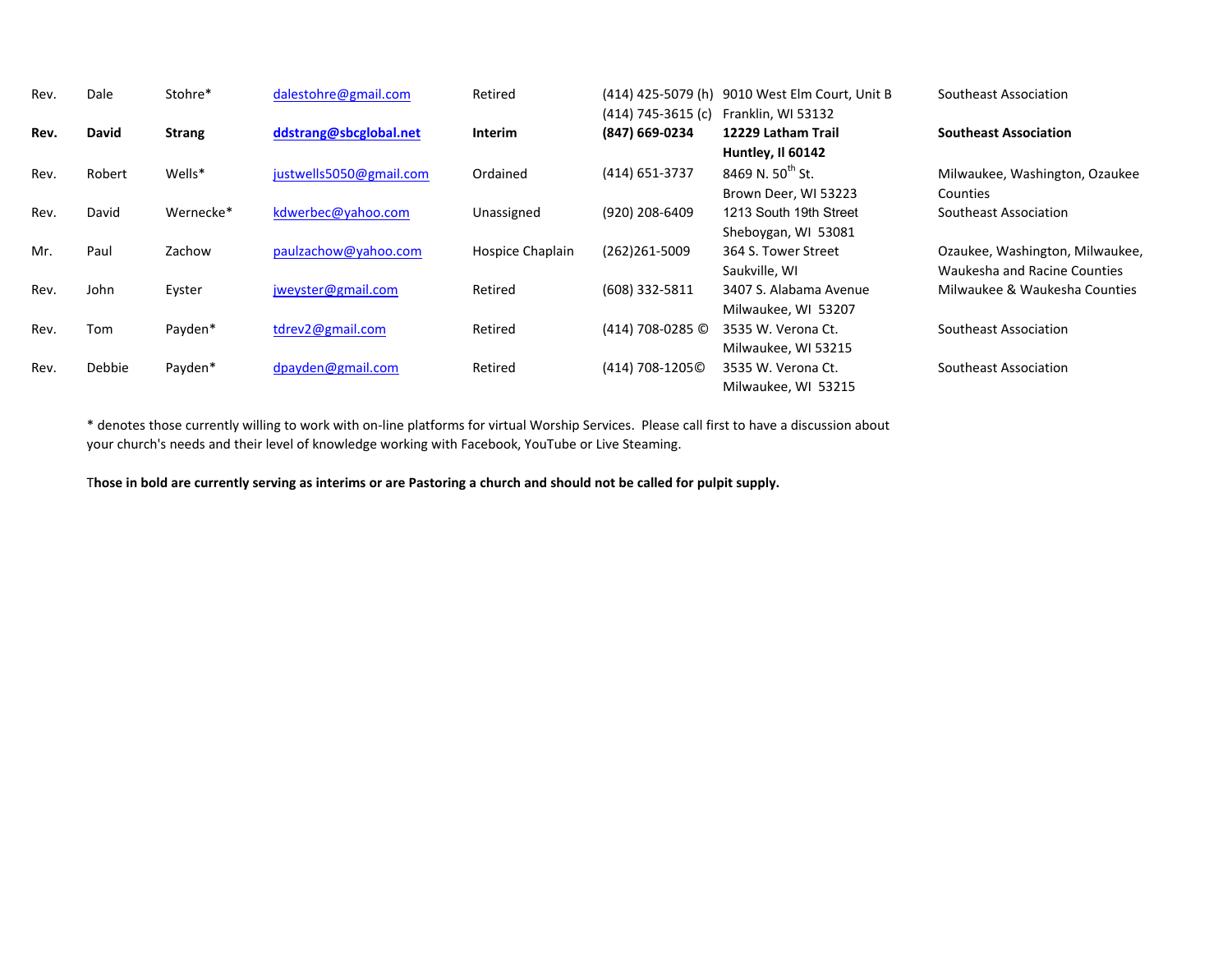| | | | | | | | |
|---|---|---|---|---|---|---|---|
| Rev. | Dale | Stohre* | dalestohre@gmail.com | Retired | (414) 425-5079 (h) (414) 745-3615 (c) | 9010 West Elm Court, Unit B Franklin, WI 53132 | Southeast Association |
| **Rev.** | **David** | **Strang** | **ddstrang@sbcglobal.net** | **Interim** | **(847) 669-0234** | **12229 Latham Trail Huntley, Il 60142** | **Southeast Association** |
| Rev. | Robert | Wells* | justwells5050@gmail.com | Ordained | (414) 651-3737 | 8469 N. 50th St. Brown Deer, WI 53223 | Milwaukee, Washington, Ozaukee Counties |
| Rev. | David | Wernecke* | kdwerbec@yahoo.com | Unassigned | (920) 208-6409 | 1213 South 19th Street Sheboygan, WI 53081 | Southeast Association |
| Mr. | Paul | Zachow | paulzachow@yahoo.com | Hospice Chaplain | (262)261-5009 | 364 S. Tower Street Saukville, WI | Ozaukee, Washington, Milwaukee, Waukesha and Racine Counties |
| Rev. | John | Eyster | jweyster@gmail.com | Retired | (608) 332-5811 | 3407 S. Alabama Avenue Milwaukee, WI 53207 | Milwaukee & Waukesha Counties |
| Rev. | Tom | Payden* | tdrev2@gmail.com | Retired | (414) 708-0285 © | 3535 W. Verona Ct. Milwaukee, WI 53215 | Southeast Association |
| Rev. | Debbie | Payden* | dpayden@gmail.com | Retired | (414) 708-1205© | 3535 W. Verona Ct. Milwaukee, WI 53215 | Southeast Association |

* denotes those currently willing to work with on-line platforms for virtual Worship Services. Please call first to have a discussion about your church's needs and their level of knowledge working with Facebook, YouTube or Live Steaming.

T**hose in bold are currently serving as interims or are Pastoring a church and should not be called for pulpit supply.**